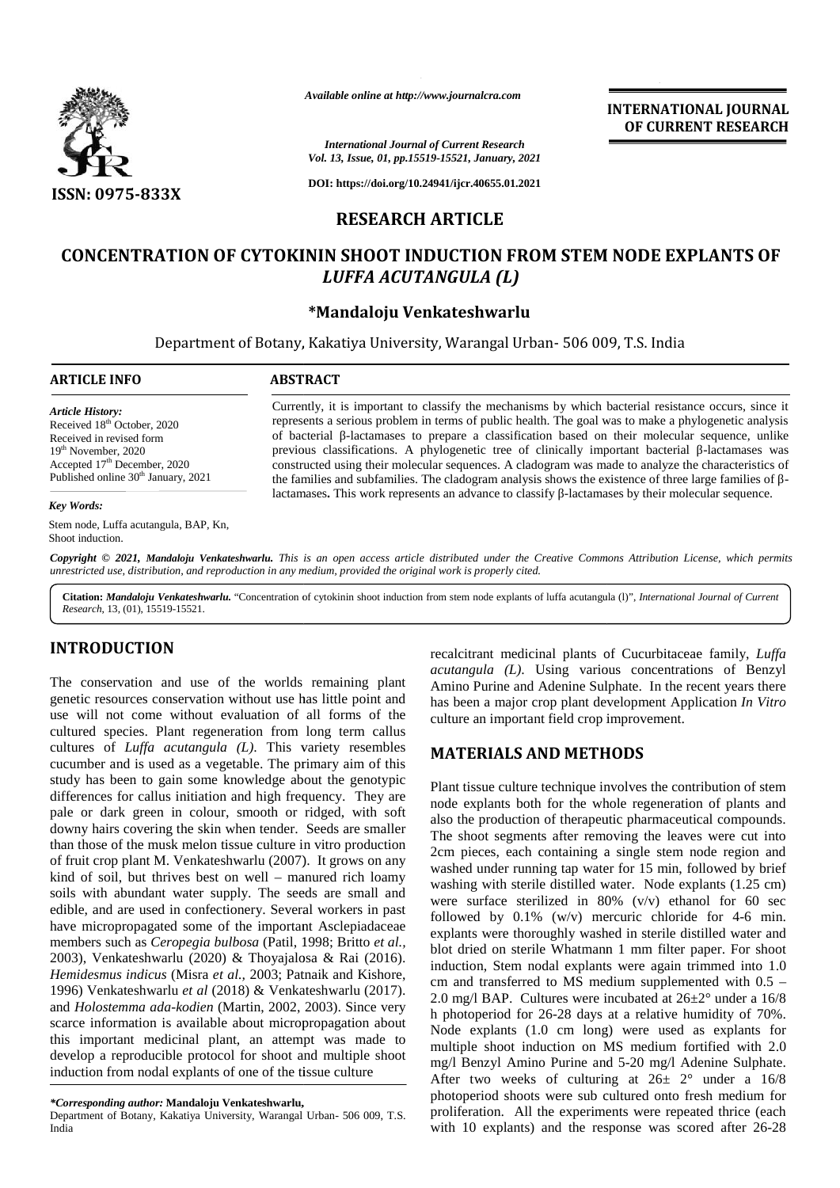**INTERNATIONAL JOURNAL OF CURRENT RESEARCH**

ISSN: 0975-833X

*Available online at http://www.journalcra.com*

*International Journal of Current Research*
*Vol. 13, Issue, 01, pp.15519-15521, January, 2021*

**DOI: https://doi.org/10.24941/ijcr.40655.01.2021**

## RESEARCH ARTICLE

# CONCENTRATION OF CYTOKININ SHOOT INDUCTION FROM STEM NODE EXPLANTS OF *LUFFA ACUTANGULA (L)*

**\*Mandaloju Venkateshwarlu**

Department of Botany, Kakatiya University, Warangal Urban- 506 009, T.S. India

### ARTICLE INFO

*Article History:*
Received 18th October, 2020
Received in revised form
19th November, 2020
Accepted 17th December, 2020
Published online 30th January, 2021

*Key Words:*
Stem node, Luffa acutangula, BAP, Kn, Shoot induction.

### ABSTRACT

Currently, it is important to classify the mechanisms by which bacterial resistance occurs, since it represents a serious problem in terms of public health. The goal was to make a phylogenetic analysis of bacterial β-lactamases to prepare a classification based on their molecular sequence, unlike previous classifications. A phylogenetic tree of clinically important bacterial β-lactamases was constructed using their molecular sequences. A cladogram was made to analyze the characteristics of the families and subfamilies. The cladogram analysis shows the existence of three large families of β-lactamases**.** This work represents an advance to classify β-lactamases by their molecular sequence.

*Copyright © 2021, Mandaloju Venkateshwarlu. This is an open access article distributed under the Creative Commons Attribution License, which permits unrestricted use, distribution, and reproduction in any medium, provided the original work is properly cited.*

**Citation:** *Mandaloju Venkateshwarlu.* "Concentration of cytokinin shoot induction from stem node explants of luffa acutangula (l)", *International Journal of Current Research*, 13, (01), 15519-15521.

## INTRODUCTION

The conservation and use of the worlds remaining plant genetic resources conservation without use has little point and use will not come without evaluation of all forms of the cultured species. Plant regeneration from long term callus cultures of *Luffa acutangula (L)*. This variety resembles cucumber and is used as a vegetable. The primary aim of this study has been to gain some knowledge about the genotypic differences for callus initiation and high frequency. They are pale or dark green in colour, smooth or ridged, with soft downy hairs covering the skin when tender. Seeds are smaller than those of the musk melon tissue culture in vitro production of fruit crop plant M. Venkateshwarlu (2007). It grows on any kind of soil, but thrives best on well – manured rich loamy soils with abundant water supply. The seeds are small and edible, and are used in confectionery. Several workers in past have micropropagated some of the important Asclepiadaceae members such as *Ceropegia bulbosa* (Patil, 1998; Britto *et al.,* 2003), Venkateshwarlu (2020) & Thoyajalosa & Rai (2016). *Hemidesmus indicus* (Misra *et al.,* 2003; Patnaik and Kishore, 1996) Venkateshwarlu *et al* (2018) & Venkateshwarlu (2017). and *Holostemma ada-kodien* (Martin, 2002, 2003). Since very scarce information is available about micropropagation about this important medicinal plant, an attempt was made to develop a reproducible protocol for shoot and multiple shoot induction from nodal explants of one of the tissue culture recalcitrant medicinal plants of Cucurbitaceae family, *Luffa acutangula (L).* Using various concentrations of Benzyl Amino Purine and Adenine Sulphate. In the recent years there has been a major crop plant development Application *In Vitro* culture an important field crop improvement.

*\*Corresponding author:* **Mandaloju Venkateshwarlu,**
Department of Botany, Kakatiya University, Warangal Urban- 506 009, T.S. India

## MATERIALS AND METHODS

Plant tissue culture technique involves the contribution of stem node explants both for the whole regeneration of plants and also the production of therapeutic pharmaceutical compounds. The shoot segments after removing the leaves were cut into 2cm pieces, each containing a single stem node region and washed under running tap water for 15 min, followed by brief washing with sterile distilled water. Node explants (1.25 cm) were surface sterilized in 80% (v/v) ethanol for 60 sec followed by 0.1% (w/v) mercuric chloride for 4-6 min. explants were thoroughly washed in sterile distilled water and blot dried on sterile Whatmann 1 mm filter paper. For shoot induction, Stem nodal explants were again trimmed into 1.0 cm and transferred to MS medium supplemented with 0.5 – 2.0 mg/l BAP. Cultures were incubated at 26±2° under a 16/8 h photoperiod for 26-28 days at a relative humidity of 70%. Node explants (1.0 cm long) were used as explants for multiple shoot induction on MS medium fortified with 2.0 mg/l Benzyl Amino Purine and 5-20 mg/l Adenine Sulphate. After two weeks of culturing at 26± 2° under a 16/8 photoperiod shoots were sub cultured onto fresh medium for proliferation. All the experiments were repeated thrice (each with 10 explants) and the response was scored after 26-28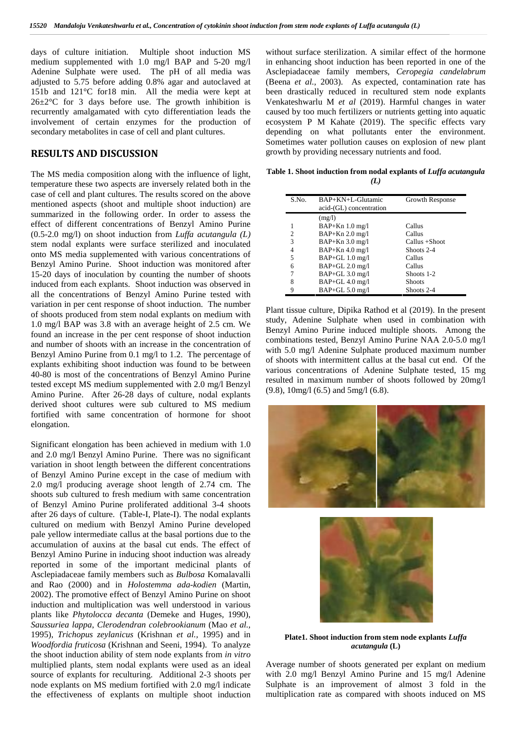days of culture initiation. Multiple shoot induction MS medium supplemented with 1.0 mg/l BAP and 5-20 mg/l Adenine Sulphate were used. The pH of all media was adjusted to 5.75 before adding 0.8% agar and autoclaved at 151b and 121°C for18 min. All the media were kept at 26±2°C for 3 days before use. The growth inhibition is recurrently amalgamated with cyto differentiation leads the involvement of certain enzymes for the production of secondary metabolites in case of cell and plant cultures.

## RESULTS AND DISCUSSION

The MS media composition along with the influence of light, temperature these two aspects are inversely related both in the case of cell and plant cultures. The results scored on the above mentioned aspects (shoot and multiple shoot induction) are summarized in the following order. In order to assess the effect of different concentrations of Benzyl Amino Purine (0.5-2.0 mg/l) on shoot induction from *Luffa acutangula (L)* stem nodal explants were surface sterilized and inoculated onto MS media supplemented with various concentrations of Benzyl Amino Purine. Shoot induction was monitored after 15-20 days of inoculation by counting the number of shoots induced from each explants. Shoot induction was observed in all the concentrations of Benzyl Amino Purine tested with variation in per cent response of shoot induction. The number of shoots produced from stem nodal explants on medium with 1.0 mg/l BAP was 3.8 with an average height of 2.5 cm. We found an increase in the per cent response of shoot induction and number of shoots with an increase in the concentration of Benzyl Amino Purine from 0.1 mg/l to 1.2. The percentage of explants exhibiting shoot induction was found to be between 40-80 is most of the concentrations of Benzyl Amino Purine tested except MS medium supplemented with 2.0 mg/l Benzyl Amino Purine. After 26-28 days of culture, nodal explants derived shoot cultures were sub cultured to MS medium fortified with same concentration of hormone for shoot elongation.

Significant elongation has been achieved in medium with 1.0 and 2.0 mg/l Benzyl Amino Purine. There was no significant variation in shoot length between the different concentrations of Benzyl Amino Purine except in the case of medium with 2.0 mg/l producing average shoot length of 2.74 cm. The shoots sub cultured to fresh medium with same concentration of Benzyl Amino Purine proliferated additional 3-4 shoots after 26 days of culture. (Table-I, Plate-I). The nodal explants cultured on medium with Benzyl Amino Purine developed pale yellow intermediate callus at the basal portions due to the accumulation of auxins at the basal cut ends. The effect of Benzyl Amino Purine in inducing shoot induction was already reported in some of the important medicinal plants of Asclepiadaceae family members such as *Bulbosa* Komalavalli and Rao (2000) and in *Holostemma ada-kodien* (Martin, 2002). The promotive effect of Benzyl Amino Purine on shoot induction and multiplication was well understood in various plants like *Phytolocca decanta* (Demeke and Huges, 1990), *Saussuriea lappa*, *Clerodendran colebrookianum* (Mao *et al.,* 1995), *Trichopus zeylanicus* (Krishnan *et al.*, 1995) and in *Woodfordia fruticosa* (Krishnan and Seeni, 1994). To analyze the shoot induction ability of stem node explants from *in vitro* multiplied plants, stem nodal explants were used as an ideal source of explants for reculturing. Additional 2-3 shoots per node explants on MS medium fortified with 2.0 mg/l indicate the effectiveness of explants on multiple shoot induction without surface sterilization. A similar effect of the hormone in enhancing shoot induction has been reported in one of the Asclepiadaceae family members, *Ceropegia candelabrum* (Beena *et al.*, 2003). As expected, contamination rate has been drastically reduced in recultured stem node explants Venkateshwarlu M *et al* (2019). Harmful changes in water caused by too much fertilizers or nutrients getting into aquatic ecosystem P M Kahate (2019). The specific effects vary depending on what pollutants enter the environment. Sometimes water pollution causes on explosion of new plant growth by providing necessary nutrients and food.

**Table 1. Shoot induction from nodal explants of *Luffa acutangula (L)***

| S.No. | BAP+KN+L-Glutamic acid-(GL) concentration (mg/l) | Growth Response |
|---|---|---|
| 1 | BAP+Kn 1.0 mg/l | Callus |
| 2 | BAP+Kn 2.0 mg/l | Callus |
| 3 | BAP+Kn 3.0 mg/l | Callus +Shoot |
| 4 | BAP+Kn 4.0 mg/l | Shoots 2-4 |
| 5 | BAP+GL 1.0 mg/l | Callus |
| 6 | BAP+GL 2.0 mg/l | Callus |
| 7 | BAP+GL 3.0 mg/l | Shoots 1-2 |
| 8 | BAP+GL 4.0 mg/l | Shoots |
| 9 | BAP+GL 5.0 mg/l | Shoots 2-4 |

Plant tissue culture, Dipika Rathod et al (2019). In the present study, Adenine Sulphate when used in combination with Benzyl Amino Purine induced multiple shoots. Among the combinations tested, Benzyl Amino Purine NAA 2.0-5.0 mg/l with 5.0 mg/l Adenine Sulphate produced maximum number of shoots with intermittent callus at the basal cut end. Of the various concentrations of Adenine Sulphate tested, 15 mg resulted in maximum number of shoots followed by 20mg/l (9.8), 10mg/l (6.5) and 5mg/l (6.8).

**Plate1. Shoot induction from stem node explants *Luffa acutangula* (L)**

Average number of shoots generated per explant on medium with 2.0 mg/l Benzyl Amino Purine and 15 mg/l Adenine Sulphate is an improvement of almost 3 fold in the multiplication rate as compared with shoots induced on MS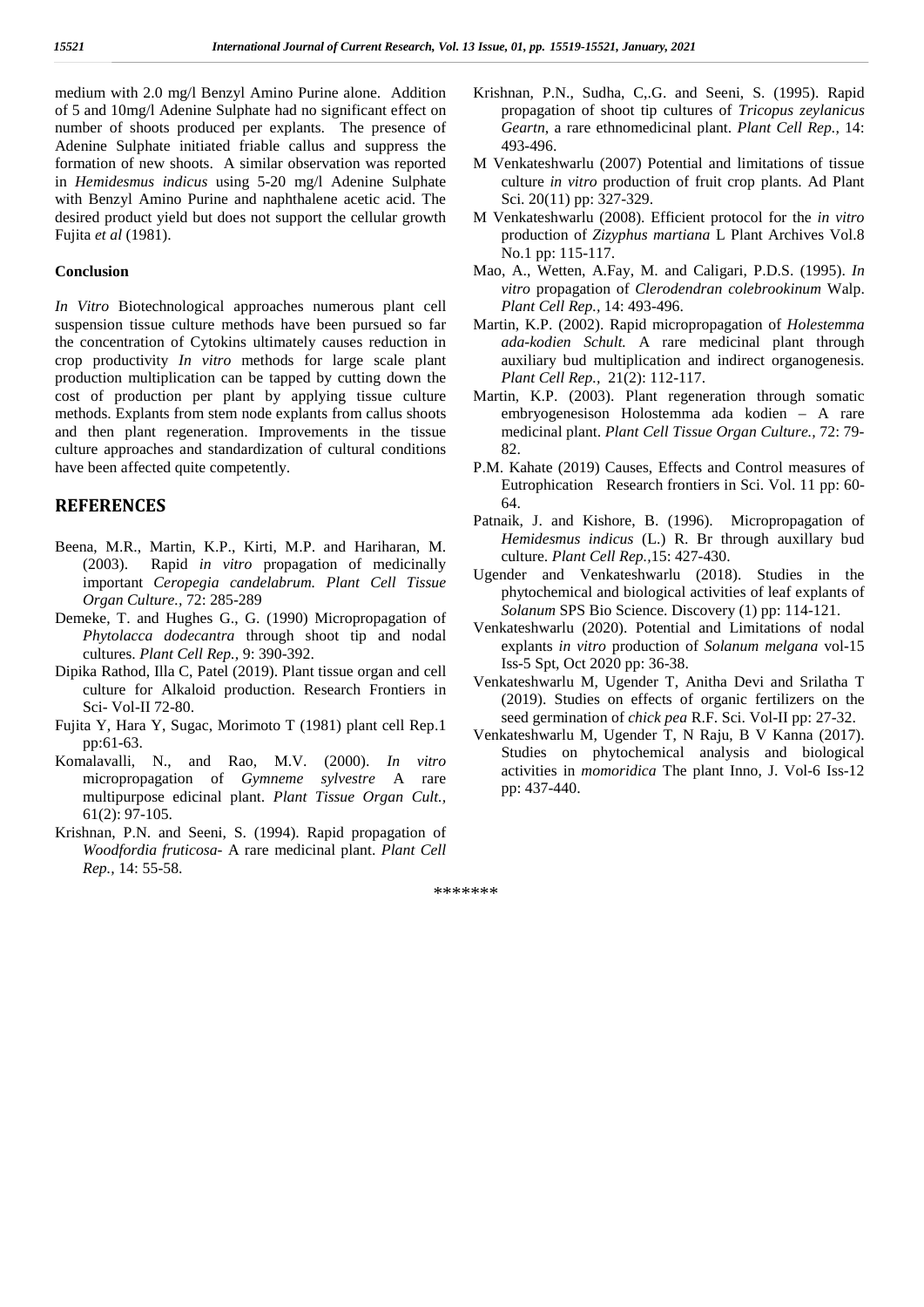medium with 2.0 mg/l Benzyl Amino Purine alone. Addition of 5 and 10mg/l Adenine Sulphate had no significant effect on number of shoots produced per explants. The presence of Adenine Sulphate initiated friable callus and suppress the formation of new shoots. A similar observation was reported in *Hemidesmus indicus* using 5-20 mg/l Adenine Sulphate with Benzyl Amino Purine and naphthalene acetic acid. The desired product yield but does not support the cellular growth Fujita *et al* (1981).

**Conclusion**

*In Vitro* Biotechnological approaches numerous plant cell suspension tissue culture methods have been pursued so far the concentration of Cytokins ultimately causes reduction in crop productivity *In vitro* methods for large scale plant production multiplication can be tapped by cutting down the cost of production per plant by applying tissue culture methods. Explants from stem node explants from callus shoots and then plant regeneration. Improvements in the tissue culture approaches and standardization of cultural conditions have been affected quite competently.

## REFERENCES

Beena, M.R., Martin, K.P., Kirti, M.P. and Hariharan, M. (2003). Rapid *in vitro* propagation of medicinally important *Ceropegia candelabrum. Plant Cell Tissue Organ Culture.,* 72: 285-289

Demeke, T. and Hughes G., G. (1990) Micropropagation of *Phytolacca dodecantra* through shoot tip and nodal cultures. *Plant Cell Rep.,* 9: 390-392.

Dipika Rathod, Illa C, Patel (2019). Plant tissue organ and cell culture for Alkaloid production. Research Frontiers in Sci- Vol-II 72-80.

Fujita Y, Hara Y, Sugac, Morimoto T (1981) plant cell Rep.1 pp:61-63.

Komalavalli, N., and Rao, M.V. (2000). *In vitro* micropropagation of *Gymneme sylvestre* A rare multipurpose edicinal plant. *Plant Tissue Organ Cult.,* 61(2): 97-105.

Krishnan, P.N. and Seeni, S. (1994). Rapid propagation of *Woodfordia fruticosa*- A rare medicinal plant. *Plant Cell Rep.,* 14: 55-58.

Krishnan, P.N., Sudha, C,.G. and Seeni, S. (1995). Rapid propagation of shoot tip cultures of *Tricopus zeylanicus Geartn*, a rare ethnomedicinal plant. *Plant Cell Rep.,* 14: 493-496.

M Venkateshwarlu (2007) Potential and limitations of tissue culture *in vitro* production of fruit crop plants. Ad Plant Sci. 20(11) pp: 327-329.

M Venkateshwarlu (2008). Efficient protocol for the *in vitro* production of *Zizyphus martiana* L Plant Archives Vol.8 No.1 pp: 115-117.

Mao, A., Wetten, A.Fay, M. and Caligari, P.D.S. (1995). *In vitro* propagation of *Clerodendran colebrookinum* Walp. *Plant Cell Rep.,* 14: 493-496.

Martin, K.P. (2002). Rapid micropropagation of *Holestemma ada-kodien Schult.* A rare medicinal plant through auxiliary bud multiplication and indirect organogenesis. *Plant Cell Rep.,* 21(2): 112-117.

Martin, K.P. (2003). Plant regeneration through somatic embryogenesison Holostemma ada kodien – A rare medicinal plant. *Plant Cell Tissue Organ Culture.,* 72: 79-82.

P.M. Kahate (2019) Causes, Effects and Control measures of Eutrophication Research frontiers in Sci. Vol. 11 pp: 60-64.

Patnaik, J. and Kishore, B. (1996). Micropropagation of *Hemidesmus indicus* (L.) R. Br through auxillary bud culture. *Plant Cell Rep.,*15: 427-430.

Ugender and Venkateshwarlu (2018). Studies in the phytochemical and biological activities of leaf explants of *Solanum* SPS Bio Science. Discovery (1) pp: 114-121.

Venkateshwarlu (2020). Potential and Limitations of nodal explants *in vitro* production of *Solanum melgana* vol-15 Iss-5 Spt, Oct 2020 pp: 36-38.

Venkateshwarlu M, Ugender T, Anitha Devi and Srilatha T (2019). Studies on effects of organic fertilizers on the seed germination of *chick pea* R.F. Sci. Vol-II pp: 27-32.

Venkateshwarlu M, Ugender T, N Raju, B V Kanna (2017). Studies on phytochemical analysis and biological activities in *momoridica* The plant Inno, J. Vol-6 Iss-12 pp: 437-440.

*******